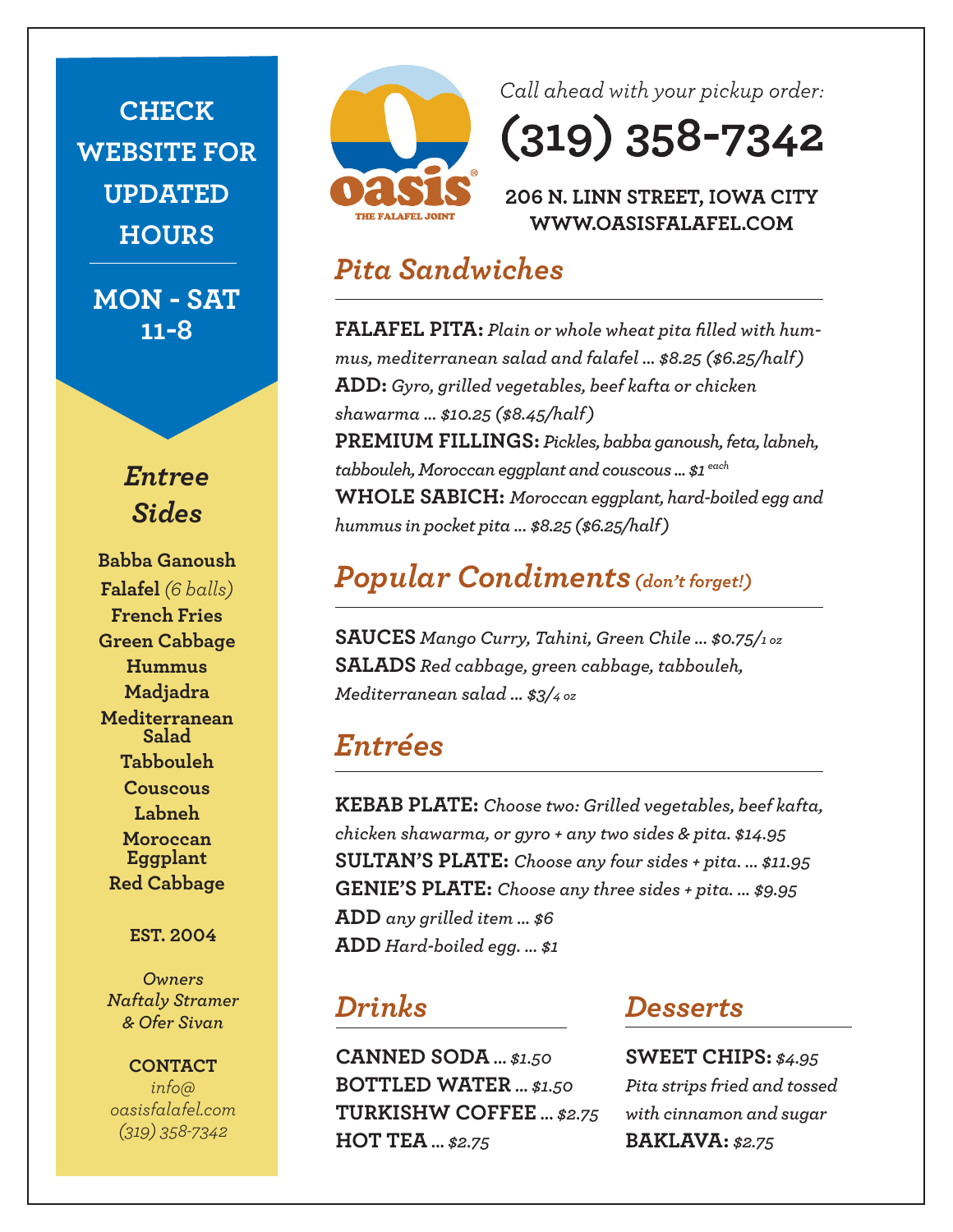# oasis

THE FALAFEL JOINT

*Call ahead with your pickup order:*

**(319) 358-7342**

**206 N. LINN STREET, IOWA CITY**
**WWW.OASISFALAFEL.COM**

## *Pita Sandwiches*

**FALAFEL PITA:** *Plain or whole wheat pita filled with hummus, mediterranean salad and falafel ... $8.25 ($6.25/half)*
**ADD:** *Gyro, grilled vegetables, beef kafta or chicken shawarma ... $10.25 ($8.45/half)*
**PREMIUM FILLINGS:** *Pickles, babba ganoush, feta, labneh, tabbouleh, Moroccan eggplant and couscous ... $1 each*
**WHOLE SABICH:** *Moroccan eggplant, hard-boiled egg and hummus in pocket pita ... $8.25 ($6.25/half)*

## *Popular Condiments (don't forget!)*

**SAUCES** *Mango Curry, Tahini, Green Chile ... $0.75/1 oz*
**SALADS** *Red cabbage, green cabbage, tabbouleh, Mediterranean salad ... $3/4 oz*

## *Entrées*

**KEBAB PLATE:** *Choose two: Grilled vegetables, beef kafta, chicken shawarma, or gyro + any two sides & pita. $14.95*
**SULTAN'S PLATE:** *Choose any four sides + pita. ... $11.95*
**GENIE'S PLATE:** *Choose any three sides + pita. ... $9.95*
**ADD** *any grilled item ... $6*
**ADD** *Hard-boiled egg. ... $1*

## *Drinks*

**CANNED SODA** *... $1.50*
**BOTTLED WATER** *... $1.50*
**TURKISHW COFFEE** *... $2.75*
**HOT TEA** *... $2.75*

## *Desserts*

**SWEET CHIPS:** *$4.95*
*Pita strips fried and tossed with cinnamon and sugar*
**BAKLAVA:** *$2.75*

**CHECK WEBSITE FOR UPDATED HOURS**

**MON - SAT 11-8**

## *Entree Sides*

- **Babba Ganoush**
- **Falafel** *(6 balls)*
- **French Fries**
- **Green Cabbage**
- **Hummus**
- **Madjadra**
- **Mediterranean Salad**
- **Tabbouleh**
- **Couscous**
- **Labneh**
- **Moroccan Eggplant**
- **Red Cabbage**

**EST. 2004**

*Owners*
*Naftaly Stramer & Ofer Sivan*

**CONTACT**
*info@oasisfalafel.com*
*(319) 358-7342*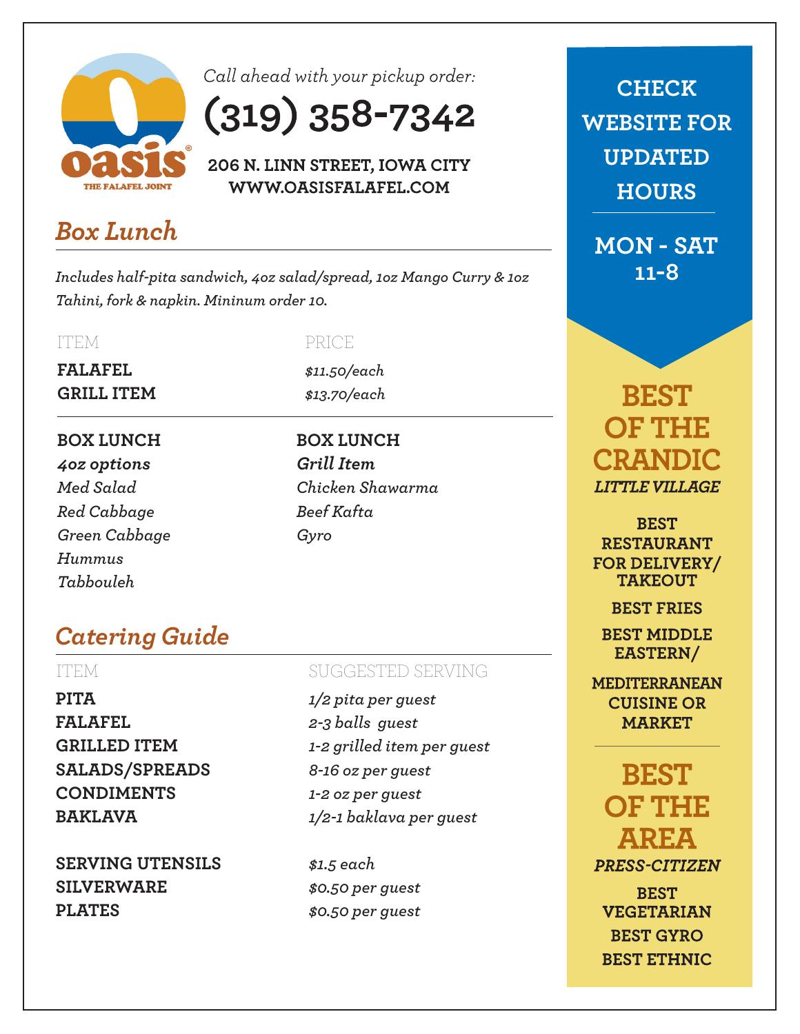oasis® THE FALAFEL JOINT

*Call ahead with your pickup order:*

# (319) 358-7342

**206 N. LINN STREET, IOWA CITY**
**WWW.OASISFALAFEL.COM**

## *Box Lunch*

*Includes half-pita sandwich, 4oz salad/spread, 1oz Mango Curry & 1oz Tahini, fork & napkin. Mininum order 10.*

| ITEM | PRICE |
|---|---|
| **FALAFEL** | *$11.50/each* |
| **GRILL ITEM** | *$13.70/each* |

**BOX LUNCH**
***4oz options***
*Med Salad*
*Red Cabbage*
*Green Cabbage*
*Hummus*
*Tabbouleh*

**BOX LUNCH**
***Grill Item***
*Chicken Shawarma*
*Beef Kafta*
*Gyro*

## *Catering Guide*

| ITEM | SUGGESTED SERVING |
|---|---|
| **PITA** | *1/2 pita per guest* |
| **FALAFEL** | *2-3 balls guest* |
| **GRILLED ITEM** | *1-2 grilled item per guest* |
| **SALADS/SPREADS** | *8-16 oz per guest* |
| **CONDIMENTS** | *1-2 oz per guest* |
| **BAKLAVA** | *1/2-1 baklava per guest* |
| **SERVING UTENSILS** | *$1.5 each* |
| **SILVERWARE** | *$0.50 per guest* |
| **PLATES** | *$0.50 per guest* |

**CHECK WEBSITE FOR UPDATED HOURS**

**MON - SAT 11-8**

## BEST OF THE CRANDIC
***LITTLE VILLAGE***

**BEST RESTAURANT FOR DELIVERY/ TAKEOUT**

**BEST FRIES**

**BEST MIDDLE EASTERN/ MEDITERRANEAN CUISINE OR MARKET**

## BEST OF THE AREA
***PRESS-CITIZEN***

**BEST VEGETARIAN**

**BEST GYRO**

**BEST ETHNIC**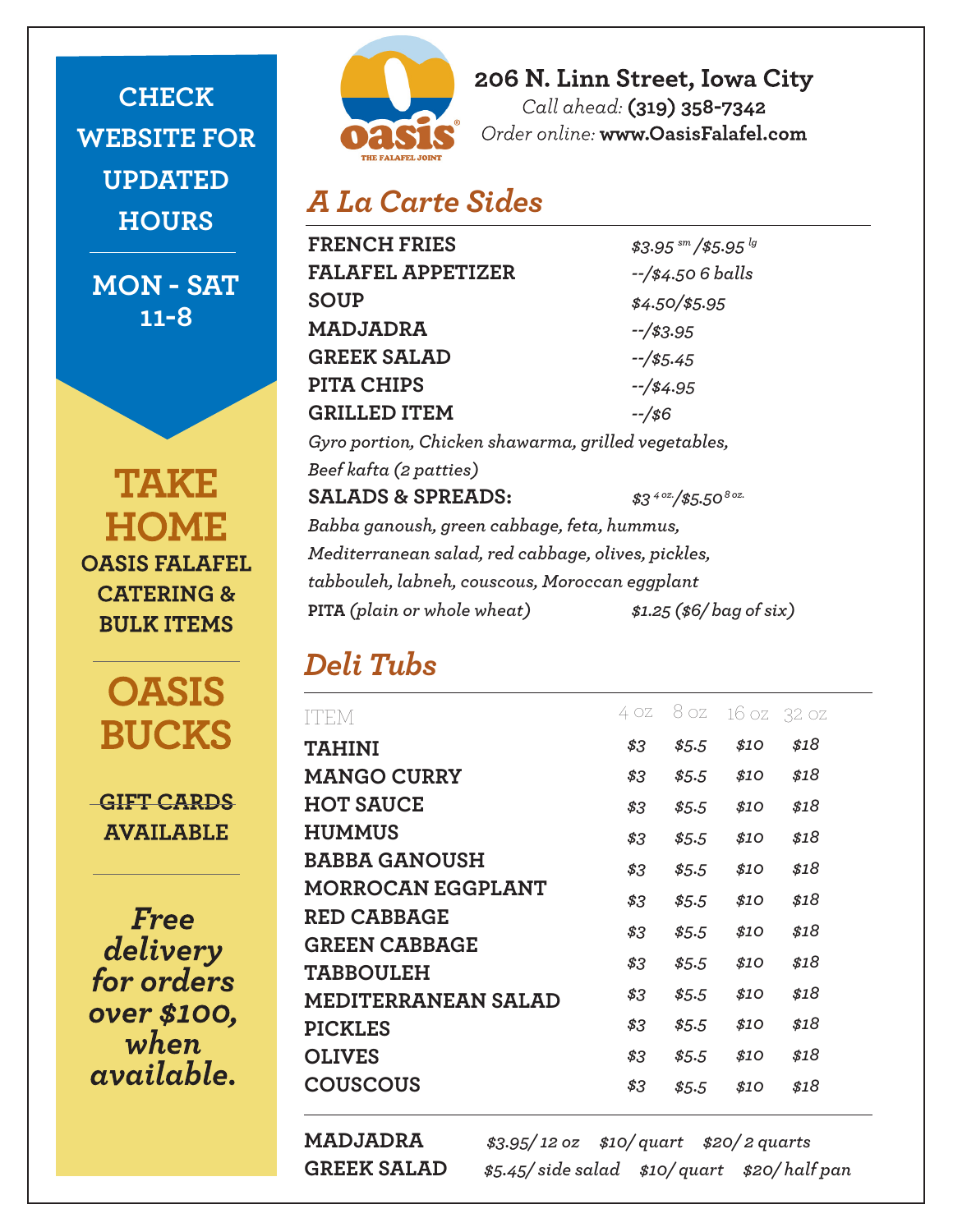**CHECK WEBSITE FOR UPDATED HOURS**

**MON - SAT 11-8**

## TAKE HOME

**OASIS FALAFEL CATERING & BULK ITEMS**

## OASIS BUCKS

~~GIFT CARDS~~
**AVAILABLE**

***Free delivery for orders over $100, when available.***

oasis THE FALAFEL JOINT

**206 N. Linn Street, Iowa City**
*Call ahead:* **(319) 358-7342**
*Order online:* **www.OasisFalafel.com**

## A La Carte Sides

| | |
|---|---|
| **FRENCH FRIES** | *$3.95 sm /$5.95 lg* |
| **FALAFEL APPETIZER** | *--/$4.50 6 balls* |
| **SOUP** | *$4.50/$5.95* |
| **MADJADRA** | *--/$3.95* |
| **GREEK SALAD** | *--/$5.45* |
| **PITA CHIPS** | *--/$4.95* |
| **GRILLED ITEM** | *--/$6* |

*Gyro portion, Chicken shawarma, grilled vegetables, Beef kafta (2 patties)*

**SALADS & SPREADS:** *$3 4 oz./$5.50 8 oz.*

*Babba ganoush, green cabbage, feta, hummus, Mediterranean salad, red cabbage, olives, pickles, tabbouleh, labneh, couscous, Moroccan eggplant*

**PITA** *(plain or whole wheat)* *$1.25 ($6/ bag of six)*

## Deli Tubs

| ITEM | 4 oz | 8 oz | 16 oz | 32 oz |
|---|---|---|---|---|
| **TAHINI** | *$3* | *$5.5* | *$10* | *$18* |
| **MANGO CURRY** | *$3* | *$5.5* | *$10* | *$18* |
| **HOT SAUCE** | *$3* | *$5.5* | *$10* | *$18* |
| **HUMMUS** | *$3* | *$5.5* | *$10* | *$18* |
| **BABBA GANOUSH** | *$3* | *$5.5* | *$10* | *$18* |
| **MORROCAN EGGPLANT** | *$3* | *$5.5* | *$10* | *$18* |
| **RED CABBAGE** | *$3* | *$5.5* | *$10* | *$18* |
| **GREEN CABBAGE** | *$3* | *$5.5* | *$10* | *$18* |
| **TABBOULEH** | *$3* | *$5.5* | *$10* | *$18* |
| **MEDITERRANEAN SALAD** | *$3* | *$5.5* | *$10* | *$18* |
| **PICKLES** | *$3* | *$5.5* | *$10* | *$18* |
| **OLIVES** | *$3* | *$5.5* | *$10* | *$18* |
| **COUSCOUS** | *$3* | *$5.5* | *$10* | *$18* |

**MADJADRA** *$3.95/ 12 oz* *$10/ quart* *$20/ 2 quarts*

**GREEK SALAD** *$5.45/ side salad* *$10/ quart* *$20/ half pan*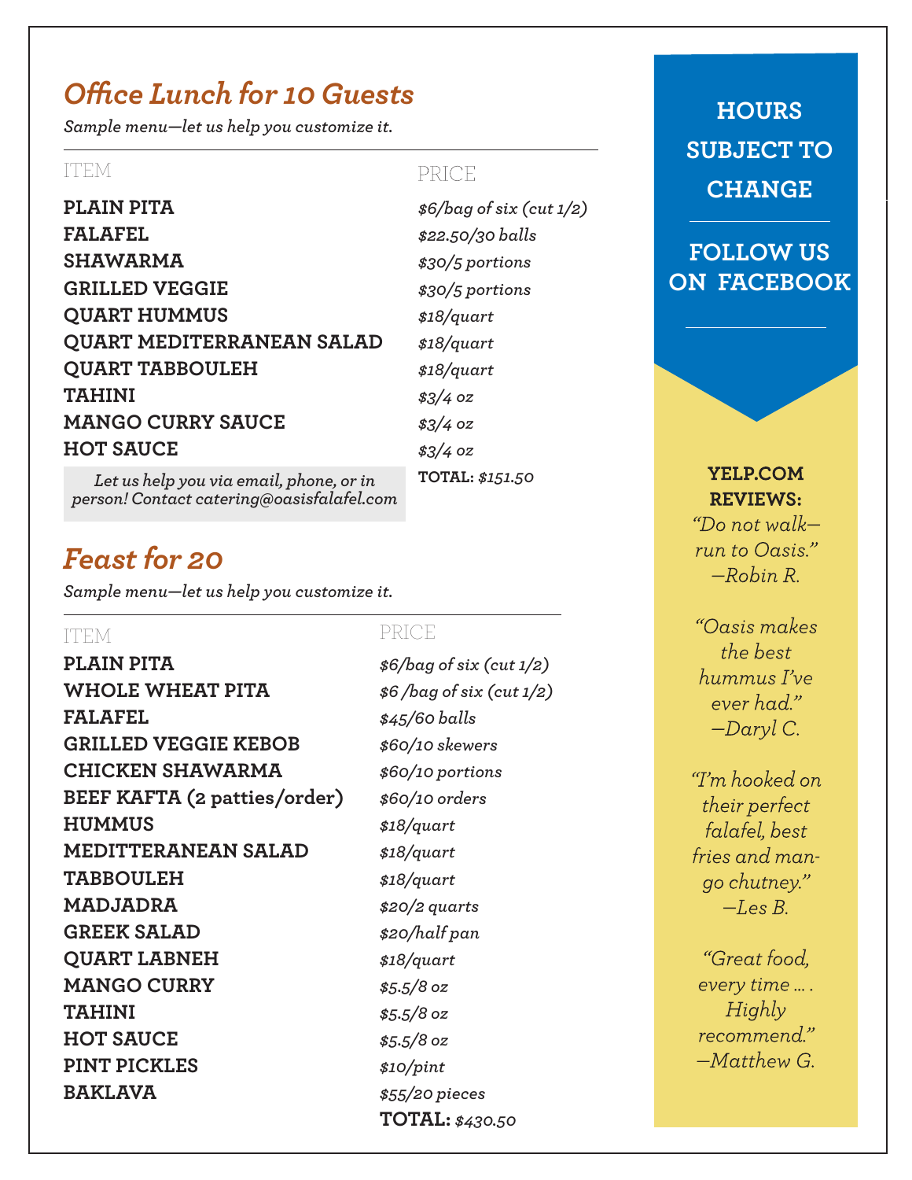## *Office Lunch for 10 Guests*

*Sample menu—let us help you customize it.*

| ITEM | PRICE |
|---|---|
| **PLAIN PITA** | *$6/bag of six (cut 1/2)* |
| **FALAFEL** | *$22.50/30 balls* |
| **SHAWARMA** | *$30/5 portions* |
| **GRILLED VEGGIE** | *$30/5 portions* |
| **QUART HUMMUS** | *$18/quart* |
| **QUART MEDITERRANEAN SALAD** | *$18/quart* |
| **QUART TABBOULEH** | *$18/quart* |
| **TAHINI** | *$3/4 oz* |
| **MANGO CURRY SAUCE** | *$3/4 oz* |
| **HOT SAUCE** | *$3/4 oz* |
| | **TOTAL:** *$151.50* |

*Let us help you via email, phone, or in person! Contact catering@oasisfalafel.com*

## *Feast for 20*

*Sample menu—let us help you customize it.*

| ITEM | PRICE |
|---|---|
| **PLAIN PITA** | *$6/bag of six (cut 1/2)* |
| **WHOLE WHEAT PITA** | *$6 /bag of six (cut 1/2)* |
| **FALAFEL** | *$45/60 balls* |
| **GRILLED VEGGIE KEBOB** | *$60/10 skewers* |
| **CHICKEN SHAWARMA** | *$60/10 portions* |
| **BEEF KAFTA (2 patties/order)** | *$60/10 orders* |
| **HUMMUS** | *$18/quart* |
| **MEDITTERANEAN SALAD** | *$18/quart* |
| **TABBOULEH** | *$18/quart* |
| **MADJADRA** | *$20/2 quarts* |
| **GREEK SALAD** | *$20/half pan* |
| **QUART LABNEH** | *$18/quart* |
| **MANGO CURRY** | *$5.5/8 oz* |
| **TAHINI** | *$5.5/8 oz* |
| **HOT SAUCE** | *$5.5/8 oz* |
| **PINT PICKLES** | *$10/pint* |
| **BAKLAVA** | *$55/20 pieces* |
| | **TOTAL:** *$430.50* |

**HOURS SUBJECT TO CHANGE**

**FOLLOW US ON FACEBOOK**

**YELP.COM REVIEWS:**

*"Do not walk—run to Oasis."* —Robin R.

*"Oasis makes the best hummus I've ever had."* —Daryl C.

*"I'm hooked on their perfect falafel, best fries and mango chutney."* —Les B.

*"Great food, every time ... . Highly recommend."* —Matthew G.